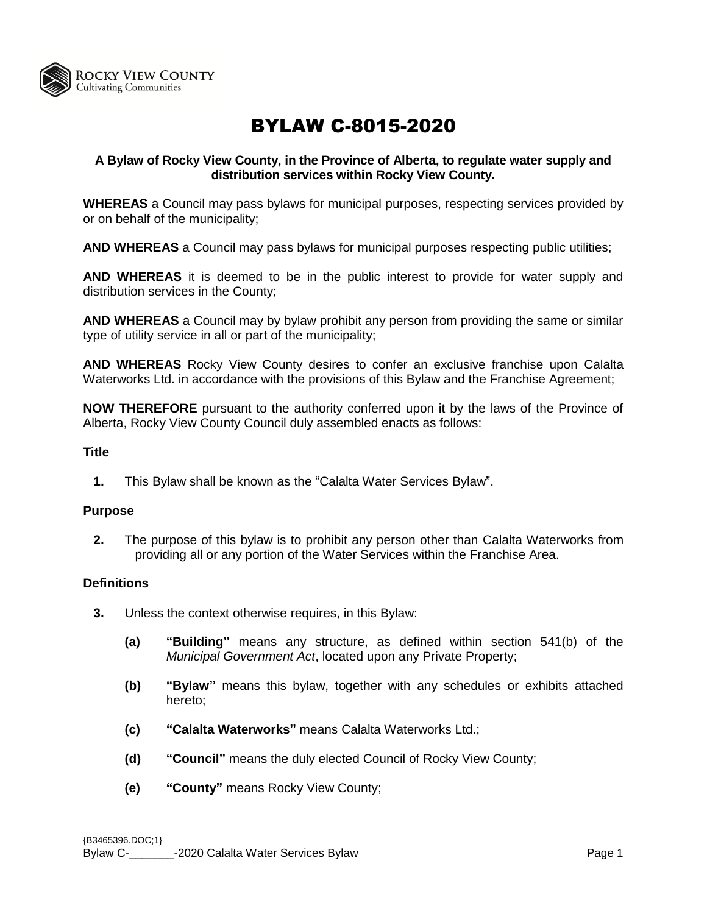# BYLAW C-8015-2020

**A Bylaw of Rocky View County, in the Province of Alberta, to regulate water supply and distribution services within Rocky View County.**

**WHEREAS** a Council may pass bylaws for municipal purposes, respecting services provided by or on behalf of the municipality;

**AND WHEREAS** a Council may pass bylaws for municipal purposes respecting public utilities;

**AND WHEREAS** it is deemed to be in the public interest to provide for water supply and distribution services in the County;

**AND WHEREAS** a Council may by bylaw prohibit any person from providing the same or similar type of utility service in all or part of the municipality;

**AND WHEREAS** Rocky View County desires to confer an exclusive franchise upon Calalta Waterworks Ltd. in accordance with the provisions of this Bylaw and the Franchise Agreement;

**NOW THEREFORE** pursuant to the authority conferred upon it by the laws of the Province of Alberta, Rocky View County Council duly assembled enacts as follows:

### Title

**1.** This Bylaw shall be known as the "Calalta Water Services Bylaw".

### Purpose

**2.** The purpose of this bylaw is to prohibit any person other than Calalta Waterworks from providing all or any portion of the Water Services within the Franchise Area.

### Definitions

**3.** Unless the context otherwise requires, in this Bylaw:

- **(a)** **"Building"** means any structure, as defined within section 541(b) of the *Municipal Government Act*, located upon any Private Property;
- **(b)** **"Bylaw"** means this bylaw, together with any schedules or exhibits attached hereto;
- **(c)** **"Calalta Waterworks"** means Calalta Waterworks Ltd.;
- **(d)** **"Council"** means the duly elected Council of Rocky View County;
- **(e)** **"County"** means Rocky View County;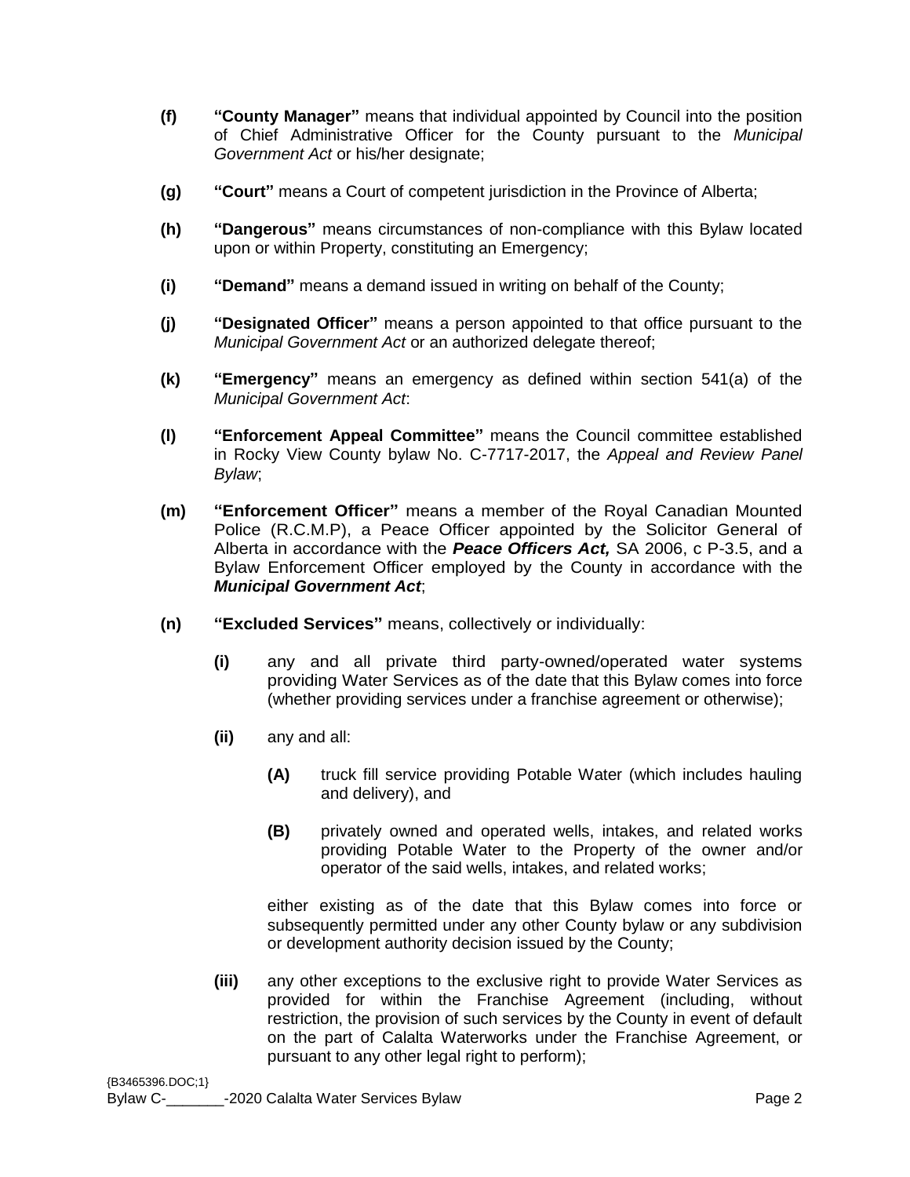**(f)** **"County Manager"** means that individual appointed by Council into the position of Chief Administrative Officer for the County pursuant to the *Municipal Government Act* or his/her designate;

**(g)** **"Court"** means a Court of competent jurisdiction in the Province of Alberta;

**(h)** **"Dangerous"** means circumstances of non-compliance with this Bylaw located upon or within Property, constituting an Emergency;

**(i)** **"Demand"** means a demand issued in writing on behalf of the County;

**(j)** **"Designated Officer"** means a person appointed to that office pursuant to the *Municipal Government Act* or an authorized delegate thereof;

**(k)** **"Emergency"** means an emergency as defined within section 541(a) of the *Municipal Government Act*:

**(l)** **"Enforcement Appeal Committee"** means the Council committee established in Rocky View County bylaw No. C-7717-2017, the *Appeal and Review Panel Bylaw*;

**(m)** **"Enforcement Officer"** means a member of the Royal Canadian Mounted Police (R.C.M.P), a Peace Officer appointed by the Solicitor General of Alberta in accordance with the ***Peace Officers Act,*** SA 2006, c P-3.5, and a Bylaw Enforcement Officer employed by the County in accordance with the ***Municipal Government Act***;

**(n)** **"Excluded Services"** means, collectively or individually:

**(i)** any and all private third party-owned/operated water systems providing Water Services as of the date that this Bylaw comes into force (whether providing services under a franchise agreement or otherwise);

**(ii)** any and all:

**(A)** truck fill service providing Potable Water (which includes hauling and delivery), and

**(B)** privately owned and operated wells, intakes, and related works providing Potable Water to the Property of the owner and/or operator of the said wells, intakes, and related works;

either existing as of the date that this Bylaw comes into force or subsequently permitted under any other County bylaw or any subdivision or development authority decision issued by the County;

**(iii)** any other exceptions to the exclusive right to provide Water Services as provided for within the Franchise Agreement (including, without restriction, the provision of such services by the County in event of default on the part of Calalta Waterworks under the Franchise Agreement, or pursuant to any other legal right to perform);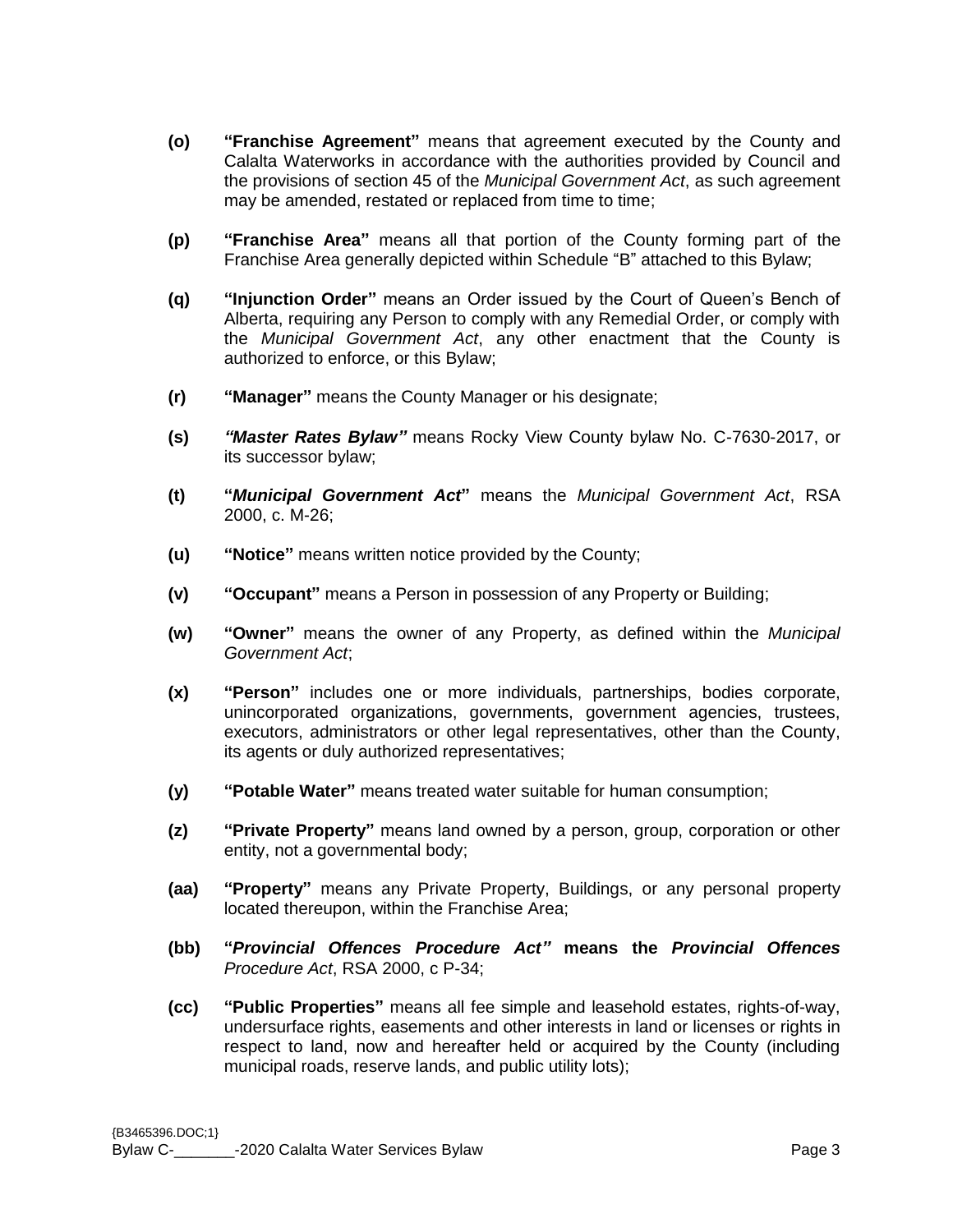**(o)** **"Franchise Agreement"** means that agreement executed by the County and Calalta Waterworks in accordance with the authorities provided by Council and the provisions of section 45 of the *Municipal Government Act*, as such agreement may be amended, restated or replaced from time to time;

**(p)** **"Franchise Area"** means all that portion of the County forming part of the Franchise Area generally depicted within Schedule "B" attached to this Bylaw;

**(q)** **"Injunction Order"** means an Order issued by the Court of Queen's Bench of Alberta, requiring any Person to comply with any Remedial Order, or comply with the *Municipal Government Act*, any other enactment that the County is authorized to enforce, or this Bylaw;

**(r)** **"Manager"** means the County Manager or his designate;

**(s)** ***"Master Rates Bylaw"*** means Rocky View County bylaw No. C-7630-2017, or its successor bylaw;

**(t)** **"*Municipal Government Act*"** means the *Municipal Government Act*, RSA 2000, c. M-26;

**(u)** **"Notice"** means written notice provided by the County;

**(v)** **"Occupant"** means a Person in possession of any Property or Building;

**(w)** **"Owner"** means the owner of any Property, as defined within the *Municipal Government Act*;

**(x)** **"Person"** includes one or more individuals, partnerships, bodies corporate, unincorporated organizations, governments, government agencies, trustees, executors, administrators or other legal representatives, other than the County, its agents or duly authorized representatives;

**(y)** **"Potable Water"** means treated water suitable for human consumption;

**(z)** **"Private Property"** means land owned by a person, group, corporation or other entity, not a governmental body;

**(aa)** **"Property"** means any Private Property, Buildings, or any personal property located thereupon, within the Franchise Area;

**(bb)** **"*Provincial Offences Procedure Act*" means the *Provincial Offences*** *Procedure Act*, RSA 2000, c P-34;

**(cc)** **"Public Properties"** means all fee simple and leasehold estates, rights-of-way, undersurface rights, easements and other interests in land or licenses or rights in respect to land, now and hereafter held or acquired by the County (including municipal roads, reserve lands, and public utility lots);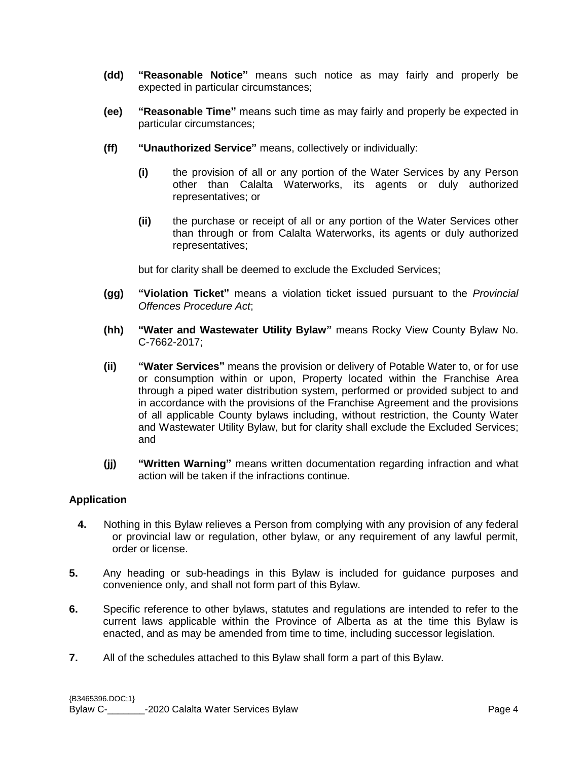**(dd)** **"Reasonable Notice"** means such notice as may fairly and properly be expected in particular circumstances;

**(ee)** **"Reasonable Time"** means such time as may fairly and properly be expected in particular circumstances;

**(ff)** **"Unauthorized Service"** means, collectively or individually:

**(i)** the provision of all or any portion of the Water Services by any Person other than Calalta Waterworks, its agents or duly authorized representatives; or

**(ii)** the purchase or receipt of all or any portion of the Water Services other than through or from Calalta Waterworks, its agents or duly authorized representatives;

but for clarity shall be deemed to exclude the Excluded Services;

**(gg)** **"Violation Ticket"** means a violation ticket issued pursuant to the *Provincial Offences Procedure Act*;

**(hh)** **"Water and Wastewater Utility Bylaw"** means Rocky View County Bylaw No. C-7662-2017;

**(ii)** **"Water Services"** means the provision or delivery of Potable Water to, or for use or consumption within or upon, Property located within the Franchise Area through a piped water distribution system, performed or provided subject to and in accordance with the provisions of the Franchise Agreement and the provisions of all applicable County bylaws including, without restriction, the County Water and Wastewater Utility Bylaw, but for clarity shall exclude the Excluded Services; and

**(jj)** **"Written Warning"** means written documentation regarding infraction and what action will be taken if the infractions continue.

### Application

**4.** Nothing in this Bylaw relieves a Person from complying with any provision of any federal or provincial law or regulation, other bylaw, or any requirement of any lawful permit, order or license.

**5.** Any heading or sub-headings in this Bylaw is included for guidance purposes and convenience only, and shall not form part of this Bylaw.

**6.** Specific reference to other bylaws, statutes and regulations are intended to refer to the current laws applicable within the Province of Alberta as at the time this Bylaw is enacted, and as may be amended from time to time, including successor legislation.

**7.** All of the schedules attached to this Bylaw shall form a part of this Bylaw.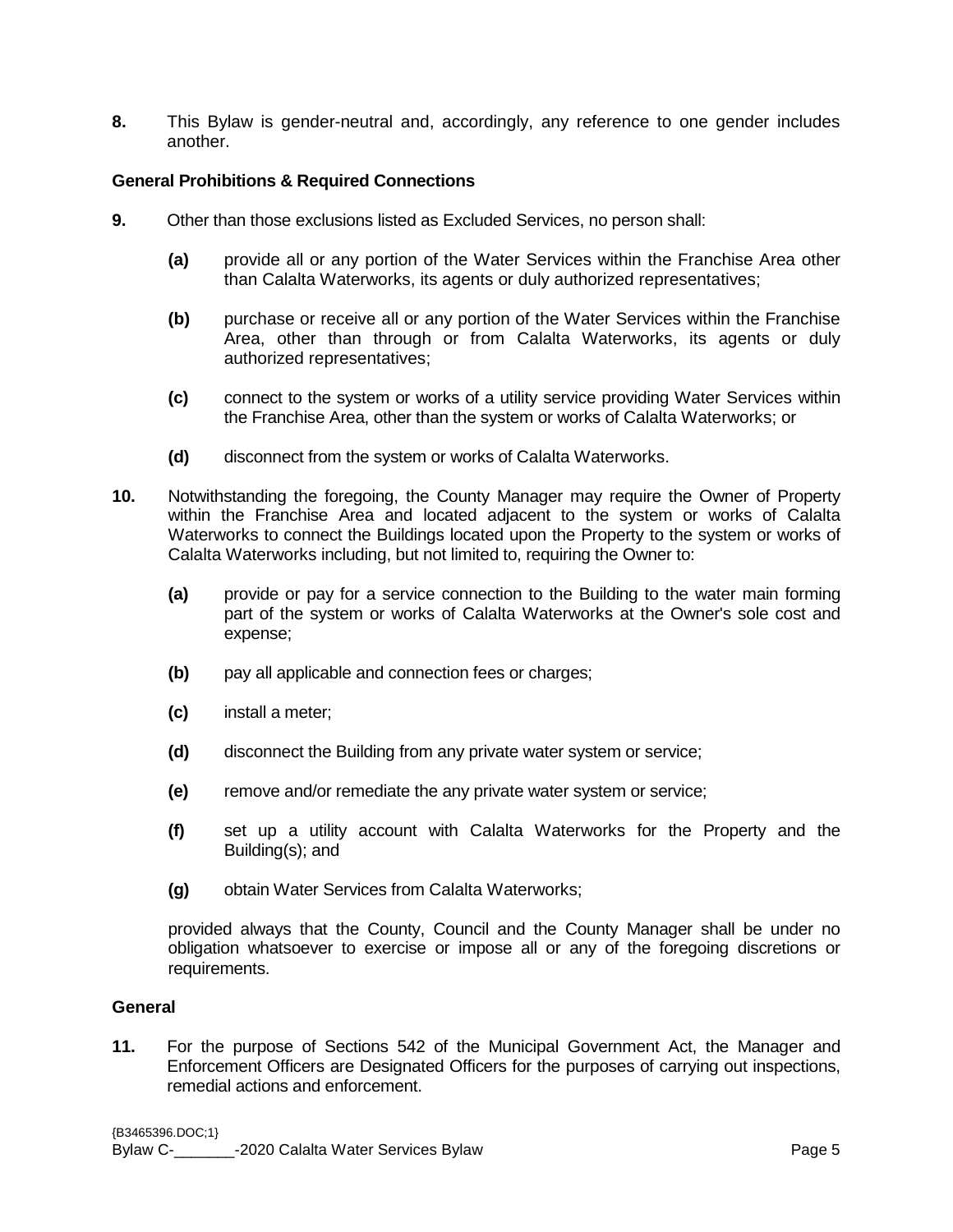**8.** This Bylaw is gender-neutral and, accordingly, any reference to one gender includes another.

### General Prohibitions & Required Connections

**9.** Other than those exclusions listed as Excluded Services, no person shall:

**(a)** provide all or any portion of the Water Services within the Franchise Area other than Calalta Waterworks, its agents or duly authorized representatives;

**(b)** purchase or receive all or any portion of the Water Services within the Franchise Area, other than through or from Calalta Waterworks, its agents or duly authorized representatives;

**(c)** connect to the system or works of a utility service providing Water Services within the Franchise Area, other than the system or works of Calalta Waterworks; or

**(d)** disconnect from the system or works of Calalta Waterworks.

**10.** Notwithstanding the foregoing, the County Manager may require the Owner of Property within the Franchise Area and located adjacent to the system or works of Calalta Waterworks to connect the Buildings located upon the Property to the system or works of Calalta Waterworks including, but not limited to, requiring the Owner to:

**(a)** provide or pay for a service connection to the Building to the water main forming part of the system or works of Calalta Waterworks at the Owner's sole cost and expense;

**(b)** pay all applicable and connection fees or charges;

**(c)** install a meter;

**(d)** disconnect the Building from any private water system or service;

**(e)** remove and/or remediate the any private water system or service;

**(f)** set up a utility account with Calalta Waterworks for the Property and the Building(s); and

**(g)** obtain Water Services from Calalta Waterworks;

provided always that the County, Council and the County Manager shall be under no obligation whatsoever to exercise or impose all or any of the foregoing discretions or requirements.

### General

**11.** For the purpose of Sections 542 of the Municipal Government Act, the Manager and Enforcement Officers are Designated Officers for the purposes of carrying out inspections, remedial actions and enforcement.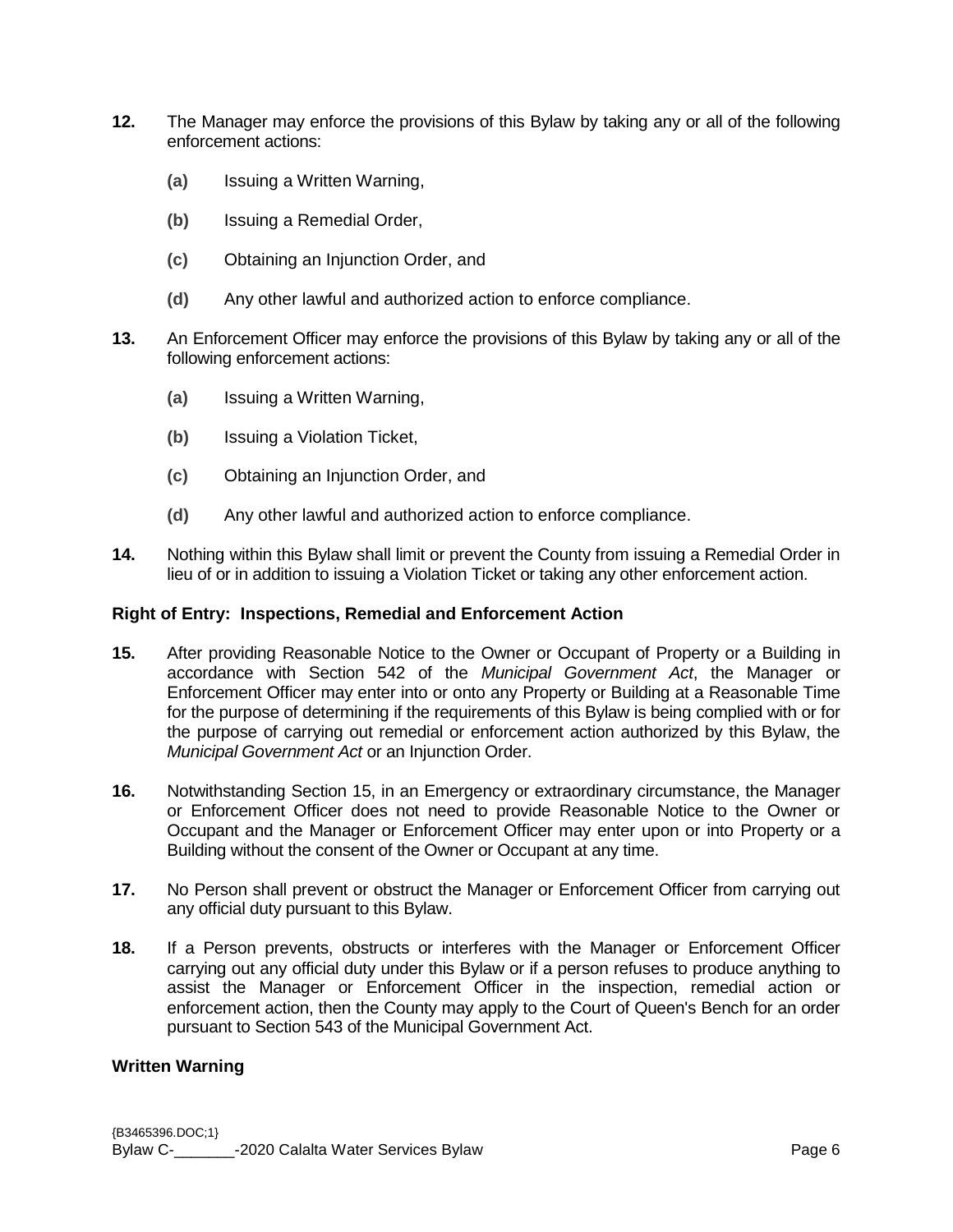**12.** The Manager may enforce the provisions of this Bylaw by taking any or all of the following enforcement actions:

- **(a)** Issuing a Written Warning,
- **(b)** Issuing a Remedial Order,
- **(c)** Obtaining an Injunction Order, and
- **(d)** Any other lawful and authorized action to enforce compliance.

**13.** An Enforcement Officer may enforce the provisions of this Bylaw by taking any or all of the following enforcement actions:

- **(a)** Issuing a Written Warning,
- **(b)** Issuing a Violation Ticket,
- **(c)** Obtaining an Injunction Order, and
- **(d)** Any other lawful and authorized action to enforce compliance.

**14.** Nothing within this Bylaw shall limit or prevent the County from issuing a Remedial Order in lieu of or in addition to issuing a Violation Ticket or taking any other enforcement action.

### Right of Entry: Inspections, Remedial and Enforcement Action

**15.** After providing Reasonable Notice to the Owner or Occupant of Property or a Building in accordance with Section 542 of the *Municipal Government Act*, the Manager or Enforcement Officer may enter into or onto any Property or Building at a Reasonable Time for the purpose of determining if the requirements of this Bylaw is being complied with or for the purpose of carrying out remedial or enforcement action authorized by this Bylaw, the *Municipal Government Act* or an Injunction Order.

**16.** Notwithstanding Section 15, in an Emergency or extraordinary circumstance, the Manager or Enforcement Officer does not need to provide Reasonable Notice to the Owner or Occupant and the Manager or Enforcement Officer may enter upon or into Property or a Building without the consent of the Owner or Occupant at any time.

**17.** No Person shall prevent or obstruct the Manager or Enforcement Officer from carrying out any official duty pursuant to this Bylaw.

**18.** If a Person prevents, obstructs or interferes with the Manager or Enforcement Officer carrying out any official duty under this Bylaw or if a person refuses to produce anything to assist the Manager or Enforcement Officer in the inspection, remedial action or enforcement action, then the County may apply to the Court of Queen's Bench for an order pursuant to Section 543 of the Municipal Government Act.

### Written Warning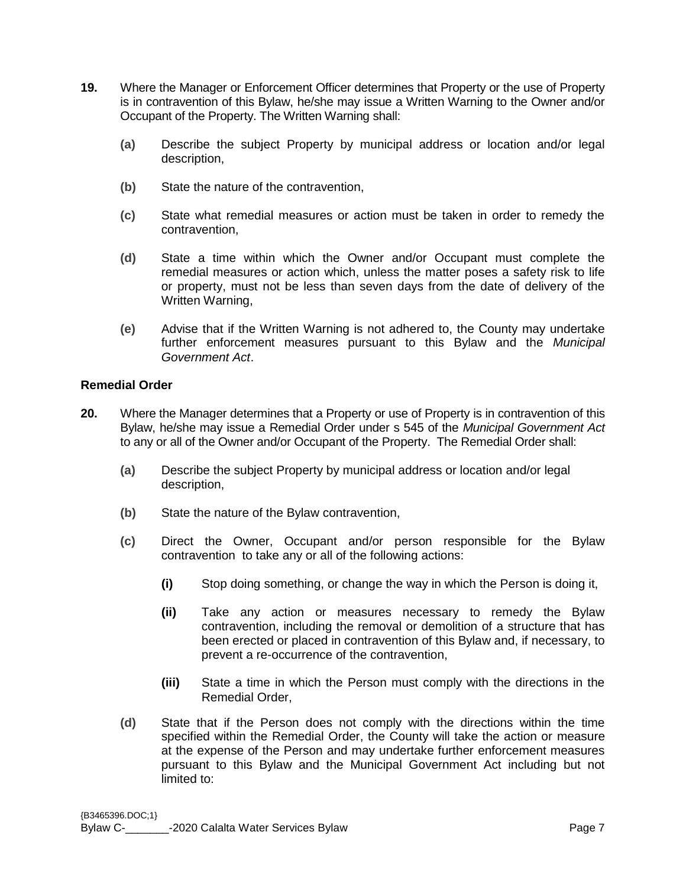**19.** Where the Manager or Enforcement Officer determines that Property or the use of Property is in contravention of this Bylaw, he/she may issue a Written Warning to the Owner and/or Occupant of the Property. The Written Warning shall:

**(a)** Describe the subject Property by municipal address or location and/or legal description,

**(b)** State the nature of the contravention,

**(c)** State what remedial measures or action must be taken in order to remedy the contravention,

**(d)** State a time within which the Owner and/or Occupant must complete the remedial measures or action which, unless the matter poses a safety risk to life or property, must not be less than seven days from the date of delivery of the Written Warning,

**(e)** Advise that if the Written Warning is not adhered to, the County may undertake further enforcement measures pursuant to this Bylaw and the *Municipal Government Act*.

### Remedial Order

**20.** Where the Manager determines that a Property or use of Property is in contravention of this Bylaw, he/she may issue a Remedial Order under s 545 of the *Municipal Government Act* to any or all of the Owner and/or Occupant of the Property. The Remedial Order shall:

**(a)** Describe the subject Property by municipal address or location and/or legal description,

**(b)** State the nature of the Bylaw contravention,

**(c)** Direct the Owner, Occupant and/or person responsible for the Bylaw contravention to take any or all of the following actions:

**(i)** Stop doing something, or change the way in which the Person is doing it,

**(ii)** Take any action or measures necessary to remedy the Bylaw contravention, including the removal or demolition of a structure that has been erected or placed in contravention of this Bylaw and, if necessary, to prevent a re-occurrence of the contravention,

**(iii)** State a time in which the Person must comply with the directions in the Remedial Order,

**(d)** State that if the Person does not comply with the directions within the time specified within the Remedial Order, the County will take the action or measure at the expense of the Person and may undertake further enforcement measures pursuant to this Bylaw and the Municipal Government Act including but not limited to: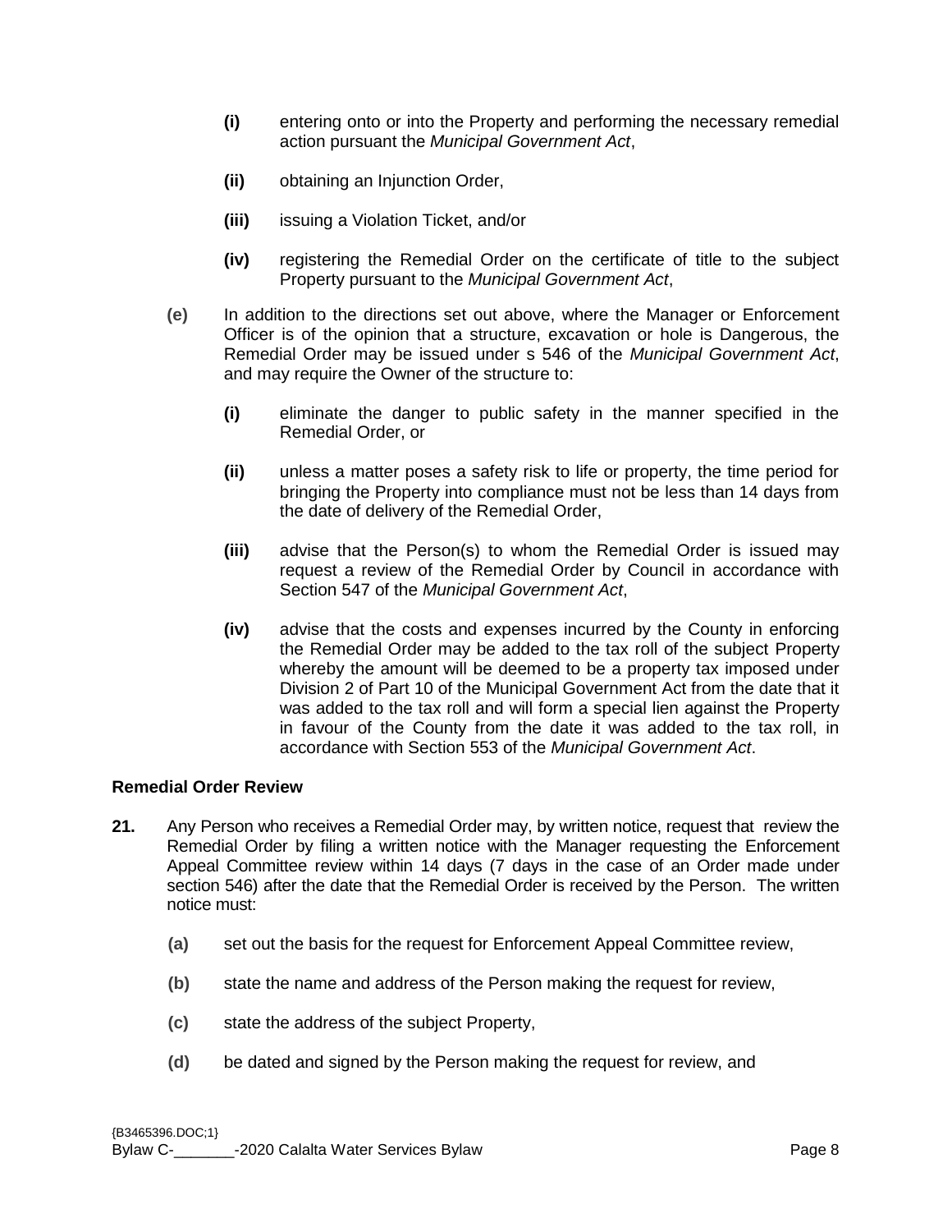**(i)** entering onto or into the Property and performing the necessary remedial action pursuant the *Municipal Government Act*,

**(ii)** obtaining an Injunction Order,

**(iii)** issuing a Violation Ticket, and/or

**(iv)** registering the Remedial Order on the certificate of title to the subject Property pursuant to the *Municipal Government Act*,

**(e)** In addition to the directions set out above, where the Manager or Enforcement Officer is of the opinion that a structure, excavation or hole is Dangerous, the Remedial Order may be issued under s 546 of the *Municipal Government Act*, and may require the Owner of the structure to:

**(i)** eliminate the danger to public safety in the manner specified in the Remedial Order, or

**(ii)** unless a matter poses a safety risk to life or property, the time period for bringing the Property into compliance must not be less than 14 days from the date of delivery of the Remedial Order,

**(iii)** advise that the Person(s) to whom the Remedial Order is issued may request a review of the Remedial Order by Council in accordance with Section 547 of the *Municipal Government Act*,

**(iv)** advise that the costs and expenses incurred by the County in enforcing the Remedial Order may be added to the tax roll of the subject Property whereby the amount will be deemed to be a property tax imposed under Division 2 of Part 10 of the Municipal Government Act from the date that it was added to the tax roll and will form a special lien against the Property in favour of the County from the date it was added to the tax roll, in accordance with Section 553 of the *Municipal Government Act*.

**Remedial Order Review**

**21.** Any Person who receives a Remedial Order may, by written notice, request that review the Remedial Order by filing a written notice with the Manager requesting the Enforcement Appeal Committee review within 14 days (7 days in the case of an Order made under section 546) after the date that the Remedial Order is received by the Person. The written notice must:

**(a)** set out the basis for the request for Enforcement Appeal Committee review,

**(b)** state the name and address of the Person making the request for review,

**(c)** state the address of the subject Property,

**(d)** be dated and signed by the Person making the request for review, and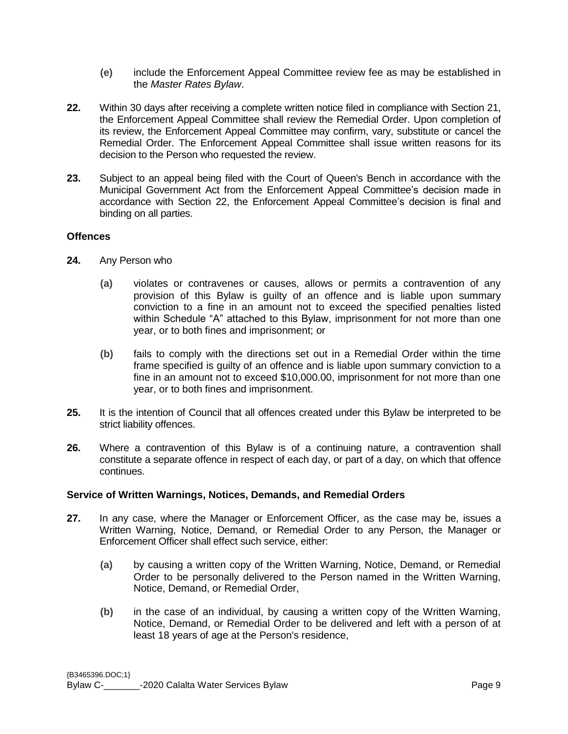**(e)** include the Enforcement Appeal Committee review fee as may be established in the *Master Rates Bylaw*.

**22.** Within 30 days after receiving a complete written notice filed in compliance with Section 21, the Enforcement Appeal Committee shall review the Remedial Order. Upon completion of its review, the Enforcement Appeal Committee may confirm, vary, substitute or cancel the Remedial Order. The Enforcement Appeal Committee shall issue written reasons for its decision to the Person who requested the review.

**23.** Subject to an appeal being filed with the Court of Queen's Bench in accordance with the Municipal Government Act from the Enforcement Appeal Committee's decision made in accordance with Section 22, the Enforcement Appeal Committee's decision is final and binding on all parties.

### Offences

**24.** Any Person who

**(a)** violates or contravenes or causes, allows or permits a contravention of any provision of this Bylaw is guilty of an offence and is liable upon summary conviction to a fine in an amount not to exceed the specified penalties listed within Schedule "A" attached to this Bylaw, imprisonment for not more than one year, or to both fines and imprisonment; or

**(b)** fails to comply with the directions set out in a Remedial Order within the time frame specified is guilty of an offence and is liable upon summary conviction to a fine in an amount not to exceed $10,000.00, imprisonment for not more than one year, or to both fines and imprisonment.

**25.** It is the intention of Council that all offences created under this Bylaw be interpreted to be strict liability offences.

**26.** Where a contravention of this Bylaw is of a continuing nature, a contravention shall constitute a separate offence in respect of each day, or part of a day, on which that offence continues.

### Service of Written Warnings, Notices, Demands, and Remedial Orders

**27.** In any case, where the Manager or Enforcement Officer, as the case may be, issues a Written Warning, Notice, Demand, or Remedial Order to any Person, the Manager or Enforcement Officer shall effect such service, either:

**(a)** by causing a written copy of the Written Warning, Notice, Demand, or Remedial Order to be personally delivered to the Person named in the Written Warning, Notice, Demand, or Remedial Order,

**(b)** in the case of an individual, by causing a written copy of the Written Warning, Notice, Demand, or Remedial Order to be delivered and left with a person of at least 18 years of age at the Person's residence,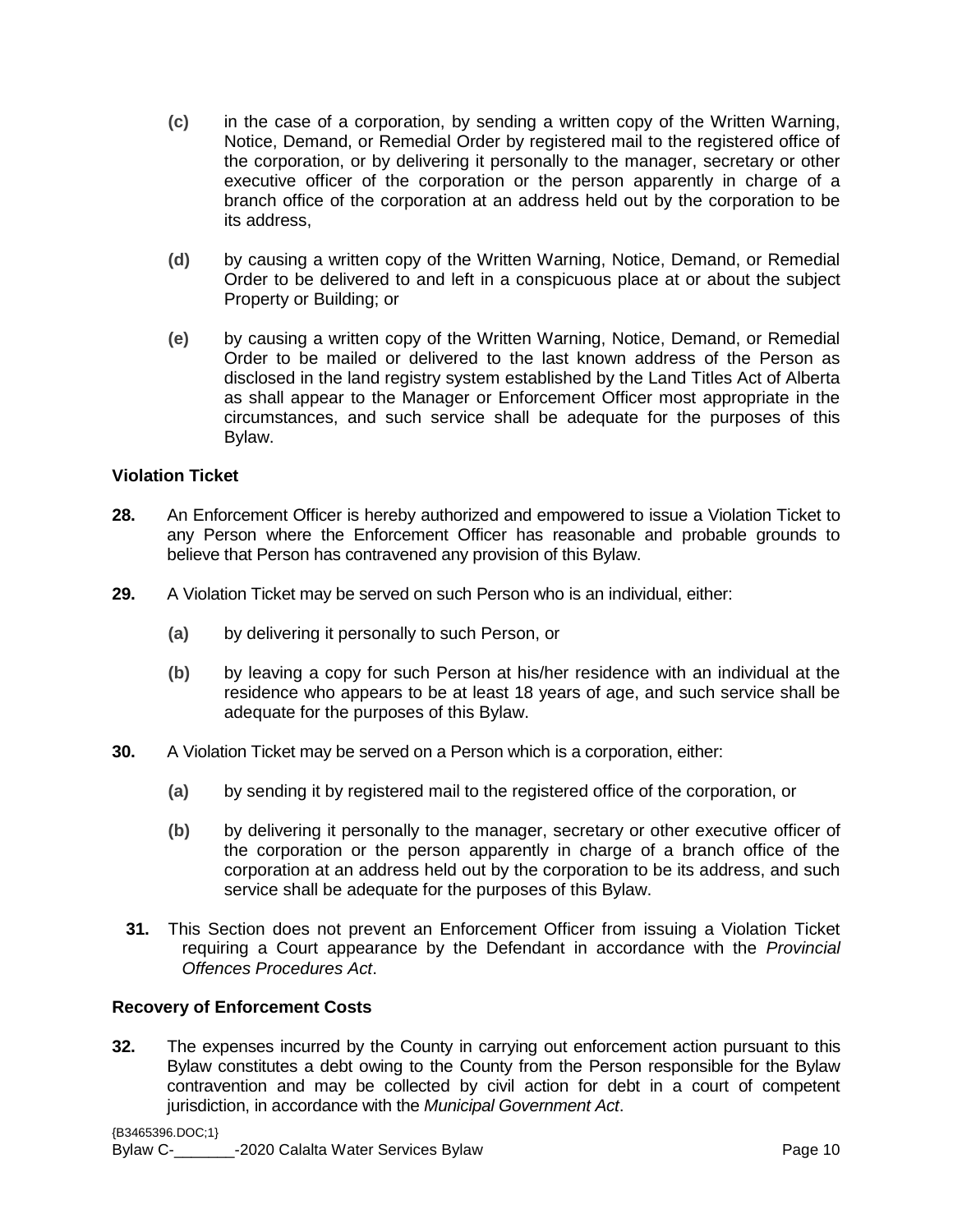(c) in the case of a corporation, by sending a written copy of the Written Warning, Notice, Demand, or Remedial Order by registered mail to the registered office of the corporation, or by delivering it personally to the manager, secretary or other executive officer of the corporation or the person apparently in charge of a branch office of the corporation at an address held out by the corporation to be its address,

(d) by causing a written copy of the Written Warning, Notice, Demand, or Remedial Order to be delivered to and left in a conspicuous place at or about the subject Property or Building; or

(e) by causing a written copy of the Written Warning, Notice, Demand, or Remedial Order to be mailed or delivered to the last known address of the Person as disclosed in the land registry system established by the Land Titles Act of Alberta as shall appear to the Manager or Enforcement Officer most appropriate in the circumstances, and such service shall be adequate for the purposes of this Bylaw.

### Violation Ticket

**28.** An Enforcement Officer is hereby authorized and empowered to issue a Violation Ticket to any Person where the Enforcement Officer has reasonable and probable grounds to believe that Person has contravened any provision of this Bylaw.

**29.** A Violation Ticket may be served on such Person who is an individual, either:

(a) by delivering it personally to such Person, or

(b) by leaving a copy for such Person at his/her residence with an individual at the residence who appears to be at least 18 years of age, and such service shall be adequate for the purposes of this Bylaw.

**30.** A Violation Ticket may be served on a Person which is a corporation, either:

(a) by sending it by registered mail to the registered office of the corporation, or

(b) by delivering it personally to the manager, secretary or other executive officer of the corporation or the person apparently in charge of a branch office of the corporation at an address held out by the corporation to be its address, and such service shall be adequate for the purposes of this Bylaw.

**31.** This Section does not prevent an Enforcement Officer from issuing a Violation Ticket requiring a Court appearance by the Defendant in accordance with the *Provincial Offences Procedures Act*.

### Recovery of Enforcement Costs

**32.** The expenses incurred by the County in carrying out enforcement action pursuant to this Bylaw constitutes a debt owing to the County from the Person responsible for the Bylaw contravention and may be collected by civil action for debt in a court of competent jurisdiction, in accordance with the *Municipal Government Act*.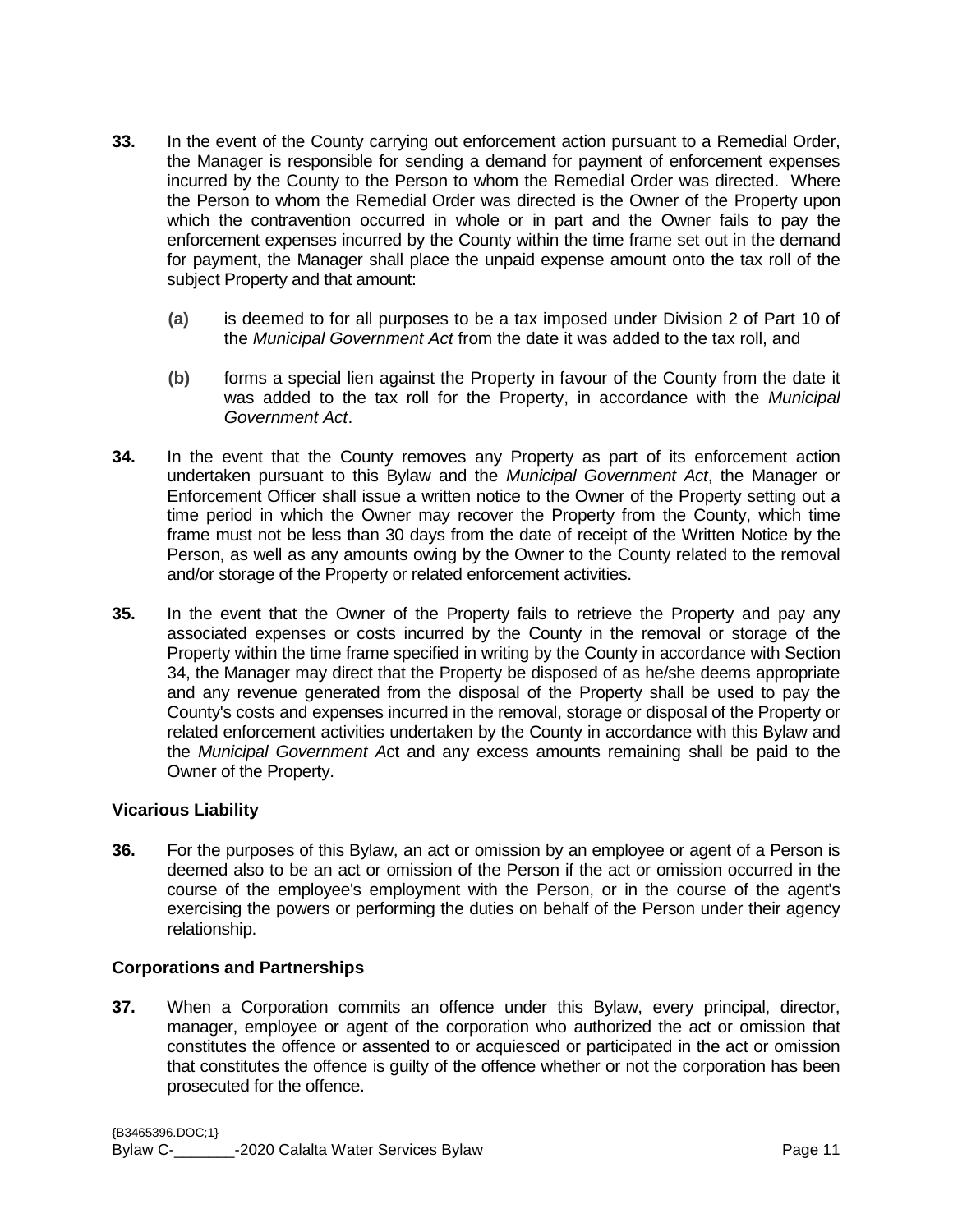**33.** In the event of the County carrying out enforcement action pursuant to a Remedial Order, the Manager is responsible for sending a demand for payment of enforcement expenses incurred by the County to the Person to whom the Remedial Order was directed. Where the Person to whom the Remedial Order was directed is the Owner of the Property upon which the contravention occurred in whole or in part and the Owner fails to pay the enforcement expenses incurred by the County within the time frame set out in the demand for payment, the Manager shall place the unpaid expense amount onto the tax roll of the subject Property and that amount:

> **(a)** is deemed to for all purposes to be a tax imposed under Division 2 of Part 10 of the *Municipal Government Act* from the date it was added to the tax roll, and
>
> **(b)** forms a special lien against the Property in favour of the County from the date it was added to the tax roll for the Property, in accordance with the *Municipal Government Act*.

**34.** In the event that the County removes any Property as part of its enforcement action undertaken pursuant to this Bylaw and the *Municipal Government Act*, the Manager or Enforcement Officer shall issue a written notice to the Owner of the Property setting out a time period in which the Owner may recover the Property from the County, which time frame must not be less than 30 days from the date of receipt of the Written Notice by the Person, as well as any amounts owing by the Owner to the County related to the removal and/or storage of the Property or related enforcement activities.

**35.** In the event that the Owner of the Property fails to retrieve the Property and pay any associated expenses or costs incurred by the County in the removal or storage of the Property within the time frame specified in writing by the County in accordance with Section 34, the Manager may direct that the Property be disposed of as he/she deems appropriate and any revenue generated from the disposal of the Property shall be used to pay the County's costs and expenses incurred in the removal, storage or disposal of the Property or related enforcement activities undertaken by the County in accordance with this Bylaw and the *Municipal Government Act* and any excess amounts remaining shall be paid to the Owner of the Property.

### Vicarious Liability

**36.** For the purposes of this Bylaw, an act or omission by an employee or agent of a Person is deemed also to be an act or omission of the Person if the act or omission occurred in the course of the employee's employment with the Person, or in the course of the agent's exercising the powers or performing the duties on behalf of the Person under their agency relationship.

### Corporations and Partnerships

**37.** When a Corporation commits an offence under this Bylaw, every principal, director, manager, employee or agent of the corporation who authorized the act or omission that constitutes the offence or assented to or acquiesced or participated in the act or omission that constitutes the offence is guilty of the offence whether or not the corporation has been prosecuted for the offence.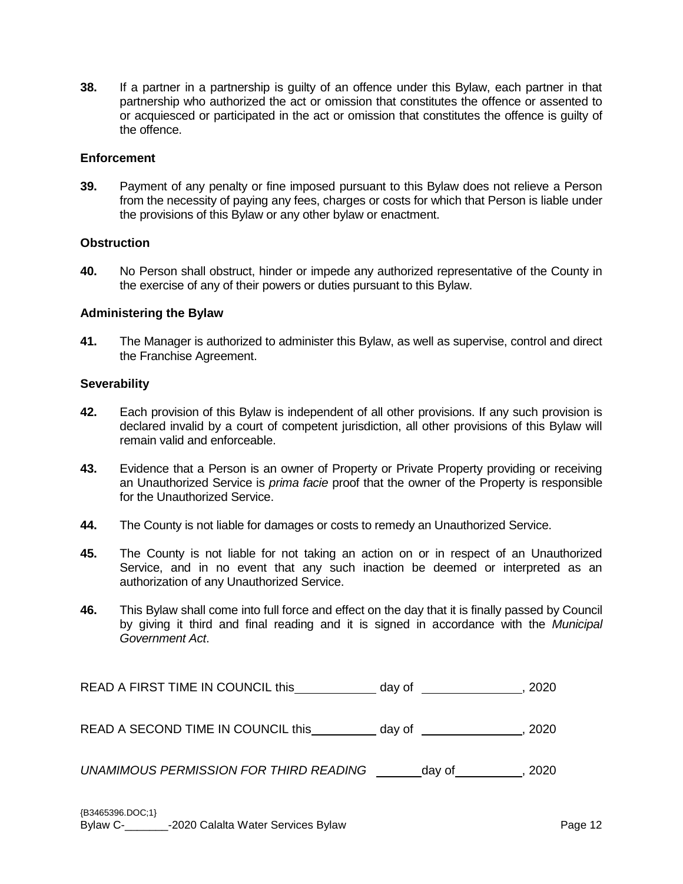**38.** If a partner in a partnership is guilty of an offence under this Bylaw, each partner in that partnership who authorized the act or omission that constitutes the offence or assented to or acquiesced or participated in the act or omission that constitutes the offence is guilty of the offence.

### Enforcement

**39.** Payment of any penalty or fine imposed pursuant to this Bylaw does not relieve a Person from the necessity of paying any fees, charges or costs for which that Person is liable under the provisions of this Bylaw or any other bylaw or enactment.

### Obstruction

**40.** No Person shall obstruct, hinder or impede any authorized representative of the County in the exercise of any of their powers or duties pursuant to this Bylaw.

### Administering the Bylaw

**41.** The Manager is authorized to administer this Bylaw, as well as supervise, control and direct the Franchise Agreement.

### Severability

**42.** Each provision of this Bylaw is independent of all other provisions. If any such provision is declared invalid by a court of competent jurisdiction, all other provisions of this Bylaw will remain valid and enforceable.

**43.** Evidence that a Person is an owner of Property or Private Property providing or receiving an Unauthorized Service is *prima facie* proof that the owner of the Property is responsible for the Unauthorized Service.

**44.** The County is not liable for damages or costs to remedy an Unauthorized Service.

**45.** The County is not liable for not taking an action on or in respect of an Unauthorized Service, and in no event that any such inaction be deemed or interpreted as an authorization of any Unauthorized Service.

**46.** This Bylaw shall come into full force and effect on the day that it is finally passed by Council by giving it third and final reading and it is signed in accordance with the *Municipal Government Act*.

READ A FIRST TIME IN COUNCIL this\_\_\_\_\_\_\_\_\_\_\_\_ day of \_\_\_\_\_\_\_\_\_\_\_\_\_\_\_, 2020

READ A SECOND TIME IN COUNCIL this\_\_\_\_\_\_\_\_\_\_ day of \_\_\_\_\_\_\_\_\_\_\_\_\_\_\_, 2020

*UNAMIMOUS PERMISSION FOR THIRD READING* \_\_\_\_\_\_\_day of\_\_\_\_\_\_\_\_\_\_, 2020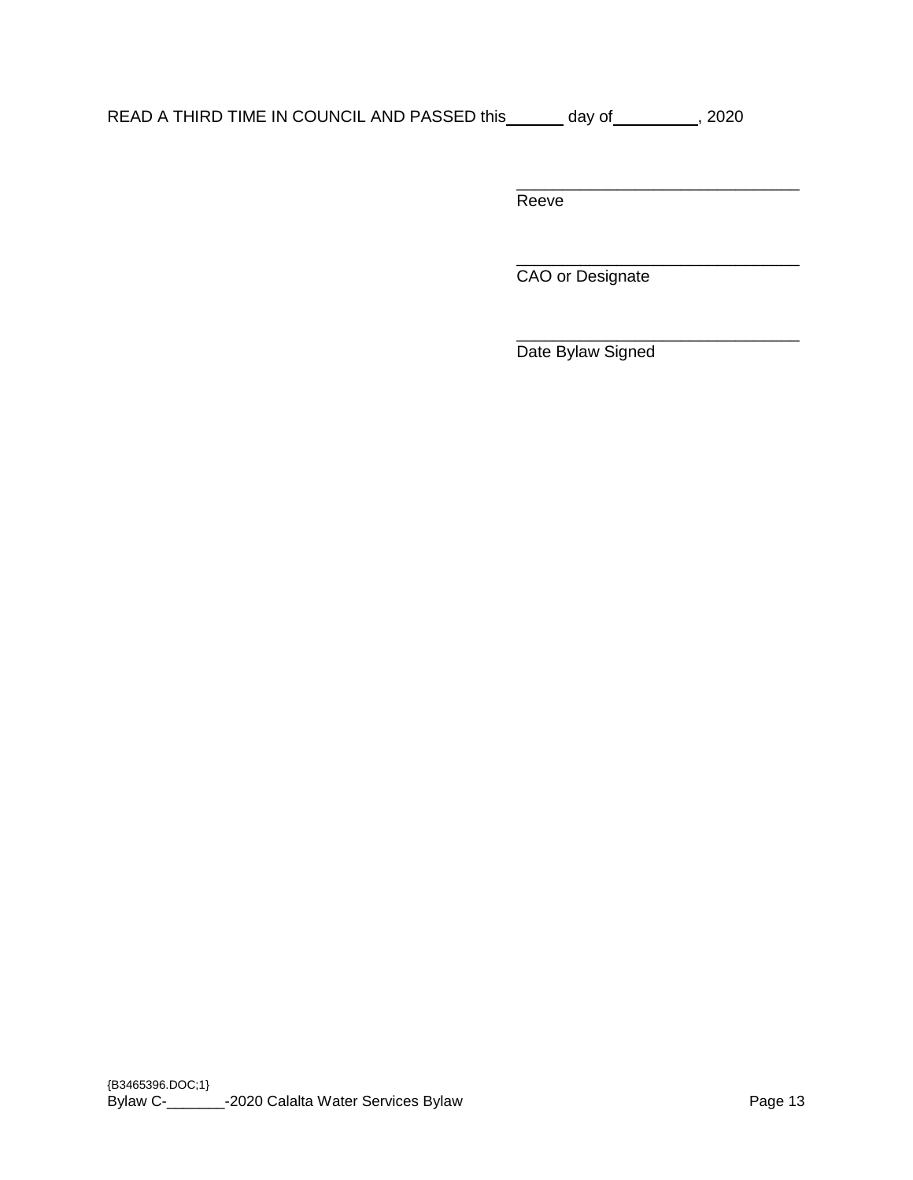READ A THIRD TIME IN COUNCIL AND PASSED this ______ day of __________, 2020

________________________________
Reeve

________________________________
CAO or Designate

________________________________
Date Bylaw Signed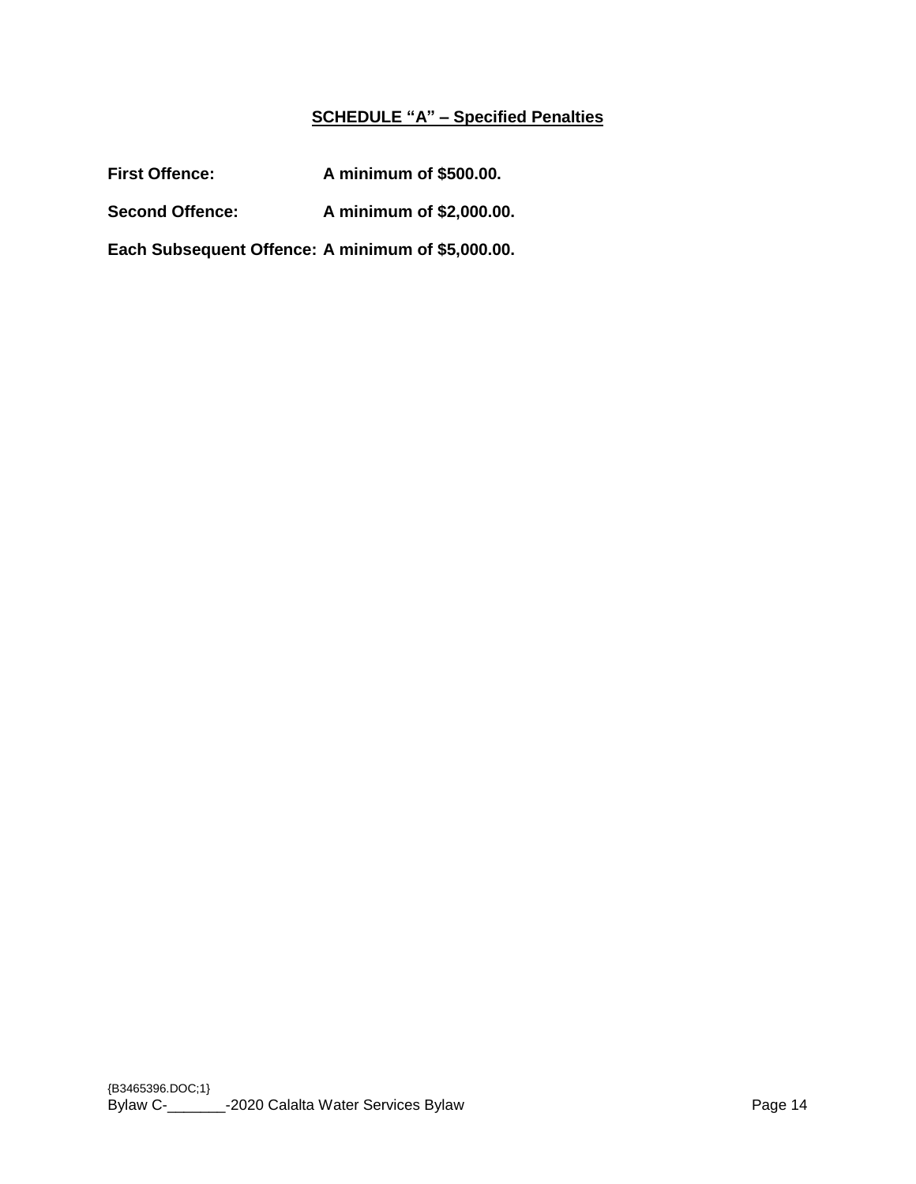## SCHEDULE "A" – Specified Penalties

**First Offence:** **A minimum of $500.00.**

**Second Offence:** **A minimum of $2,000.00.**

**Each Subsequent Offence: A minimum of $5,000.00.**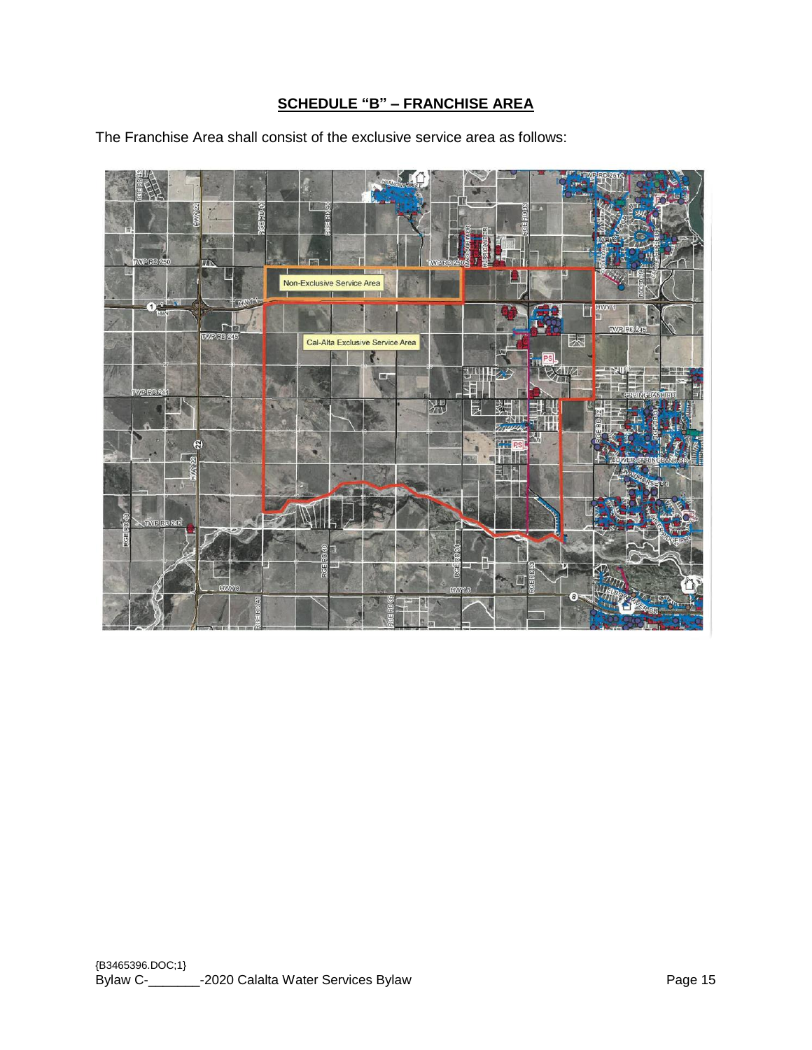## SCHEDULE "B" – FRANCHISE AREA

The Franchise Area shall consist of the exclusive service area as follows:

Non-Exclusive Service Area

Cal-Alta Exclusive Service Area